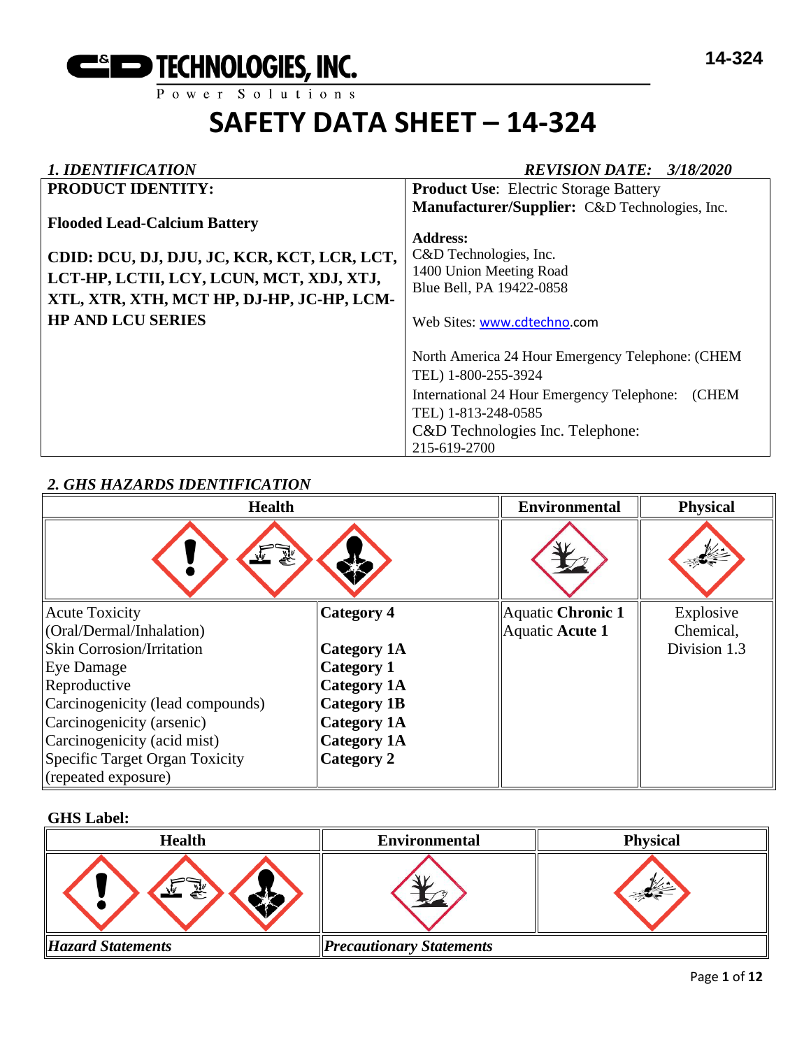C&D TECHNOLOGIES, INC.
Power Solutions

14-324

# SAFETY DATA SHEET – 14-324

## 1. IDENTIFICATION

*REVISION DATE: 3/18/2020*

| PRODUCT IDENTITY: | |
|---|---|
| **Flooded Lead-Calcium Battery**<br><br>**CDID: DCU, DJ, DJU, JC, KCR, KCT, LCR, LCT, LCT-HP, LCTII, LCY, LCUN, MCT, XDJ, XTJ, XTL, XTR, XTH, MCT HP, DJ-HP, JC-HP, LCM-HP AND LCU SERIES** | **Product Use**: Electric Storage Battery<br>**Manufacturer/Supplier:** C&D Technologies, Inc.<br><br>**Address:**<br>C&D Technologies, Inc.<br>1400 Union Meeting Road<br>Blue Bell, PA 19422-0858<br><br>Web Sites: www.cdtechno.com<br><br>North America 24 Hour Emergency Telephone: (CHEM TEL) 1-800-255-3924<br>International 24 Hour Emergency Telephone: (CHEM TEL) 1-813-248-0585<br>C&D Technologies Inc. Telephone: 215-619-2700 |

## 2. GHS HAZARDS IDENTIFICATION

| Health | | Environmental | Physical |
|---|---|---|---|
| Acute Toxicity (Oral/Dermal/Inhalation) | **Category 4** | Aquatic **Chronic 1**<br>Aquatic **Acute 1** | Explosive Chemical, Division 1.3 |
| Skin Corrosion/Irritation | **Category 1A** | | |
| Eye Damage | **Category 1** | | |
| Reproductive | **Category 1A** | | |
| Carcinogenicity (lead compounds) | **Category 1B** | | |
| Carcinogenicity (arsenic) | **Category 1A** | | |
| Carcinogenicity (acid mist) | **Category 1A** | | |
| Specific Target Organ Toxicity (repeated exposure) | **Category 2** | | |

**GHS Label:**

| Health | Environmental | Physical |
|---|---|---|
| ***Hazard Statements*** | ***Precautionary Statements*** | |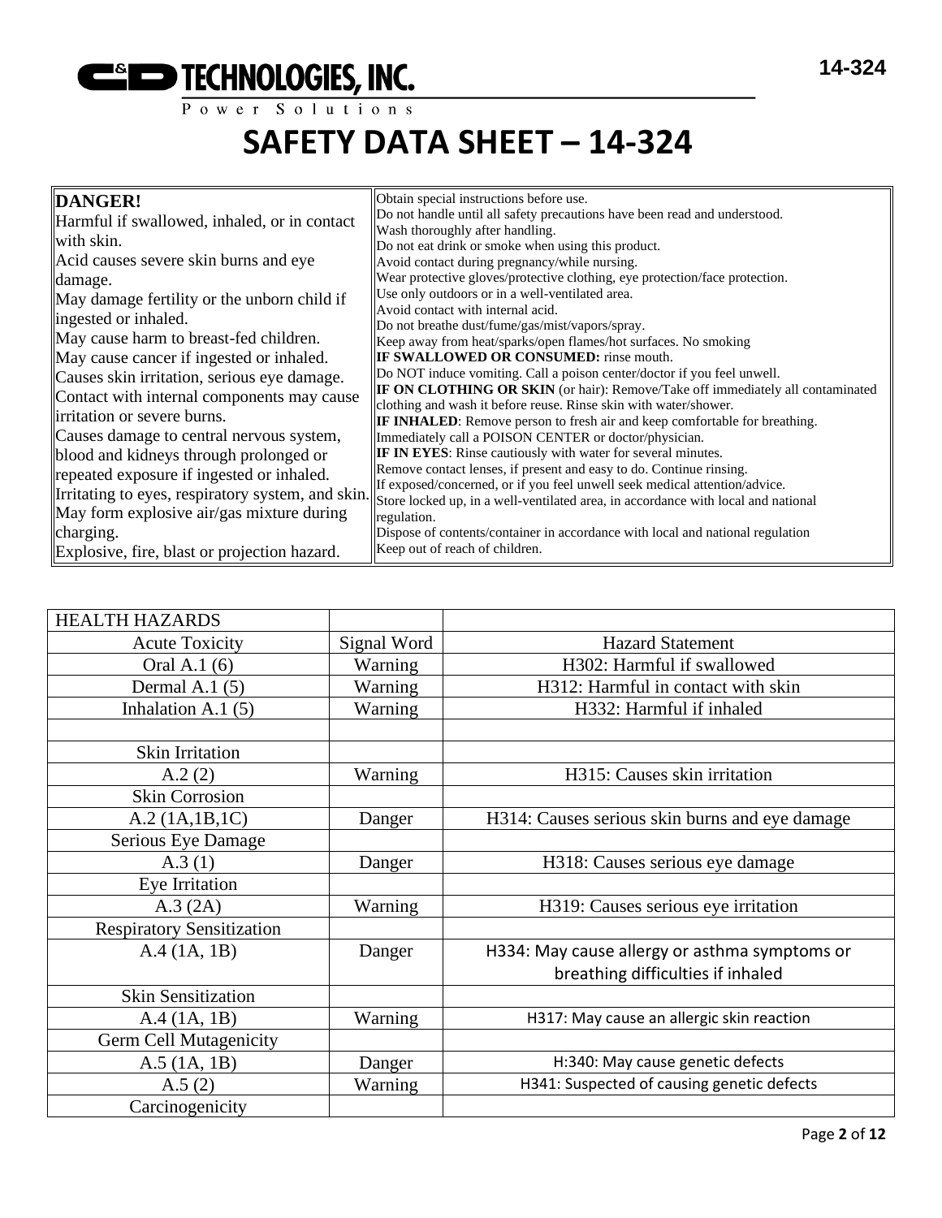# SAFETY DATA SHEET – 14-324

| **DANGER!** Harmful if swallowed, inhaled, or in contact with skin. Acid causes severe skin burns and eye damage. May damage fertility or the unborn child if ingested or inhaled. May cause harm to breast-fed children. May cause cancer if ingested or inhaled. Causes skin irritation, serious eye damage. Contact with internal components may cause irritation or severe burns. Causes damage to central nervous system, blood and kidneys through prolonged or repeated exposure if ingested or inhaled. Irritating to eyes, respiratory system, and skin. May form explosive air/gas mixture during charging. Explosive, fire, blast or projection hazard. | Obtain special instructions before use. Do not handle until all safety precautions have been read and understood. Wash thoroughly after handling. Do not eat drink or smoke when using this product. Avoid contact during pregnancy/while nursing. Wear protective gloves/protective clothing, eye protection/face protection. Use only outdoors or in a well-ventilated area. Avoid contact with internal acid. Do not breathe dust/fume/gas/mist/vapors/spray. Keep away from heat/sparks/open flames/hot surfaces. No smoking **IF SWALLOWED OR CONSUMED:** rinse mouth. Do NOT induce vomiting. Call a poison center/doctor if you feel unwell. **IF ON CLOTHING OR SKIN** (or hair): Remove/Take off immediately all contaminated clothing and wash it before reuse. Rinse skin with water/shower. **IF INHALED**: Remove person to fresh air and keep comfortable for breathing. Immediately call a POISON CENTER or doctor/physician. **IF IN EYES**: Rinse cautiously with water for several minutes. Remove contact lenses, if present and easy to do. Continue rinsing. If exposed/concerned, or if you feel unwell seek medical attention/advice. Store locked up, in a well-ventilated area, in accordance with local and national regulation. Dispose of contents/container in accordance with local and national regulation Keep out of reach of children. |
|---|---|

| HEALTH HAZARDS | | |
|---|---|---|
| Acute Toxicity | Signal Word | Hazard Statement |
| Oral A.1 (6) | Warning | H302: Harmful if swallowed |
| Dermal A.1 (5) | Warning | H312: Harmful in contact with skin |
| Inhalation A.1 (5) | Warning | H332: Harmful if inhaled |
| | | |
| Skin Irritation | | |
| A.2 (2) | Warning | H315: Causes skin irritation |
| Skin Corrosion | | |
| A.2 (1A,1B,1C) | Danger | H314: Causes serious skin burns and eye damage |
| Serious Eye Damage | | |
| A.3 (1) | Danger | H318: Causes serious eye damage |
| Eye Irritation | | |
| A.3 (2A) | Warning | H319: Causes serious eye irritation |
| Respiratory Sensitization | | |
| A.4 (1A, 1B) | Danger | H334: May cause allergy or asthma symptoms or breathing difficulties if inhaled |
| Skin Sensitization | | |
| A.4 (1A, 1B) | Warning | H317: May cause an allergic skin reaction |
| Germ Cell Mutagenicity | | |
| A.5 (1A, 1B) | Danger | H:340: May cause genetic defects |
| A.5 (2) | Warning | H341: Suspected of causing genetic defects |
| Carcinogenicity | | |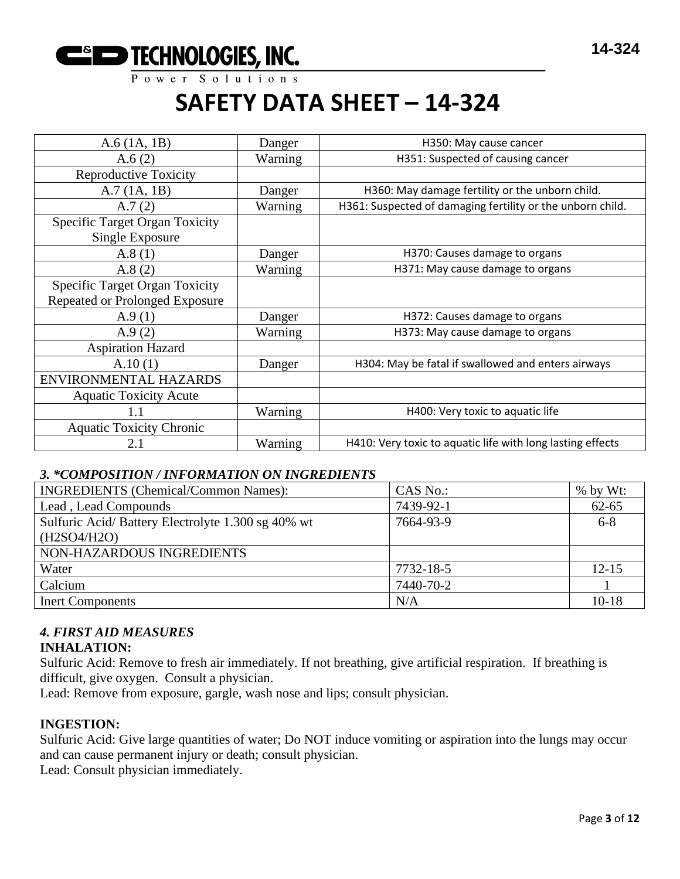# SAFETY DATA SHEET – 14-324

| | | |
|---|---|---|
| A.6 (1A, 1B) | Danger | H350: May cause cancer |
| A.6 (2) | Warning | H351: Suspected of causing cancer |
| Reproductive Toxicity | | |
| A.7 (1A, 1B) | Danger | H360: May damage fertility or the unborn child. |
| A.7 (2) | Warning | H361: Suspected of damaging fertility or the unborn child. |
| Specific Target Organ Toxicity Single Exposure | | |
| A.8 (1) | Danger | H370: Causes damage to organs |
| A.8 (2) | Warning | H371: May cause damage to organs |
| Specific Target Organ Toxicity Repeated or Prolonged Exposure | | |
| A.9 (1) | Danger | H372: Causes damage to organs |
| A.9 (2) | Warning | H373: May cause damage to organs |
| Aspiration Hazard | | |
| A.10 (1) | Danger | H304: May be fatal if swallowed and enters airways |
| ENVIRONMENTAL HAZARDS | | |
| Aquatic Toxicity Acute | | |
| 1.1 | Warning | H400: Very toxic to aquatic life |
| Aquatic Toxicity Chronic | | |
| 2.1 | Warning | H410: Very toxic to aquatic life with long lasting effects |

### *3. *COMPOSITION / INFORMATION ON INGREDIENTS*

| INGREDIENTS (Chemical/Common Names): | CAS No.: | % by Wt: |
|---|---|---|
| Lead , Lead Compounds | 7439-92-1 | 62-65 |
| Sulfuric Acid/ Battery Electrolyte 1.300 sg 40% wt ($H_2SO_4/H_2O$) | 7664-93-9 | 6-8 |
| NON-HAZARDOUS INGREDIENTS | | |
| Water | 7732-18-5 | 12-15 |
| Calcium | 7440-70-2 | 1 |
| Inert Components | N/A | 10-18 |

### *4. FIRST AID MEASURES*

**INHALATION:**

Sulfuric Acid: Remove to fresh air immediately. If not breathing, give artificial respiration. If breathing is difficult, give oxygen. Consult a physician.

Lead: Remove from exposure, gargle, wash nose and lips; consult physician.

**INGESTION:**

Sulfuric Acid: Give large quantities of water; Do NOT induce vomiting or aspiration into the lungs may occur and can cause permanent injury or death; consult physician.

Lead: Consult physician immediately.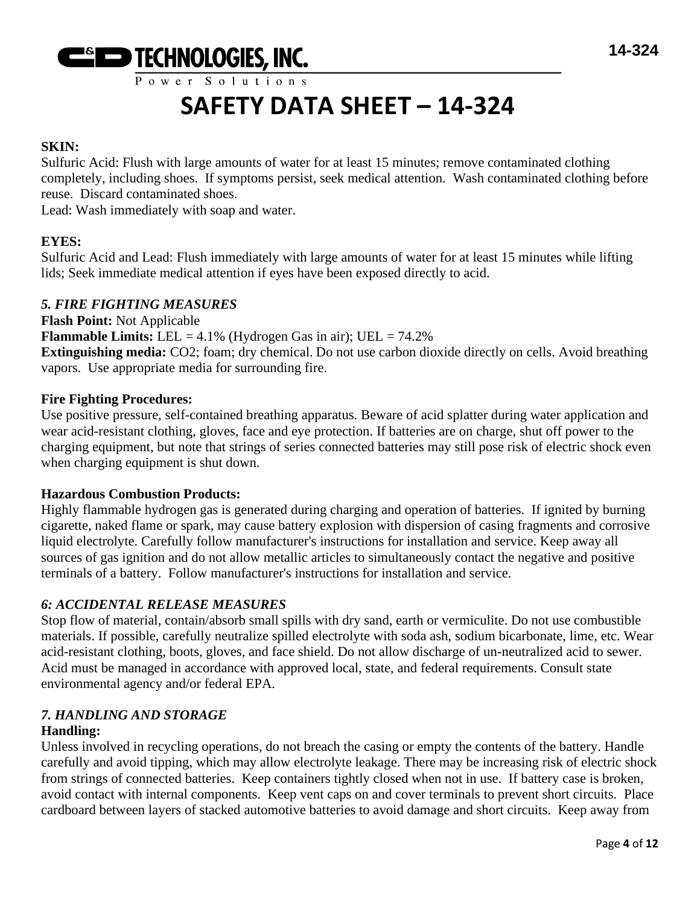**SKIN:**
Sulfuric Acid: Flush with large amounts of water for at least 15 minutes; remove contaminated clothing completely, including shoes. If symptoms persist, seek medical attention. Wash contaminated clothing before reuse. Discard contaminated shoes.
Lead: Wash immediately with soap and water.

**EYES:**
Sulfuric Acid and Lead: Flush immediately with large amounts of water for at least 15 minutes while lifting lids; Seek immediate medical attention if eyes have been exposed directly to acid.

### *5. FIRE FIGHTING MEASURES*

**Flash Point:** Not Applicable
**Flammable Limits:** LEL = 4.1% (Hydrogen Gas in air); UEL = 74.2%
**Extinguishing media:** $CO_2$; foam; dry chemical. Do not use carbon dioxide directly on cells. Avoid breathing vapors. Use appropriate media for surrounding fire.

**Fire Fighting Procedures:**
Use positive pressure, self-contained breathing apparatus. Beware of acid splatter during water application and wear acid-resistant clothing, gloves, face and eye protection. If batteries are on charge, shut off power to the charging equipment, but note that strings of series connected batteries may still pose risk of electric shock even when charging equipment is shut down.

**Hazardous Combustion Products:**
Highly flammable hydrogen gas is generated during charging and operation of batteries. If ignited by burning cigarette, naked flame or spark, may cause battery explosion with dispersion of casing fragments and corrosive liquid electrolyte. Carefully follow manufacturer's instructions for installation and service. Keep away all sources of gas ignition and do not allow metallic articles to simultaneously contact the negative and positive terminals of a battery. Follow manufacturer's instructions for installation and service.

### *6: ACCIDENTAL RELEASE MEASURES*

Stop flow of material, contain/absorb small spills with dry sand, earth or vermiculite. Do not use combustible materials. If possible, carefully neutralize spilled electrolyte with soda ash, sodium bicarbonate, lime, etc. Wear acid-resistant clothing, boots, gloves, and face shield. Do not allow discharge of un-neutralized acid to sewer. Acid must be managed in accordance with approved local, state, and federal requirements. Consult state environmental agency and/or federal EPA.

### *7. HANDLING AND STORAGE*

**Handling:**
Unless involved in recycling operations, do not breach the casing or empty the contents of the battery. Handle carefully and avoid tipping, which may allow electrolyte leakage. There may be increasing risk of electric shock from strings of connected batteries. Keep containers tightly closed when not in use. If battery case is broken, avoid contact with internal components. Keep vent caps on and cover terminals to prevent short circuits. Place cardboard between layers of stacked automotive batteries to avoid damage and short circuits. Keep away from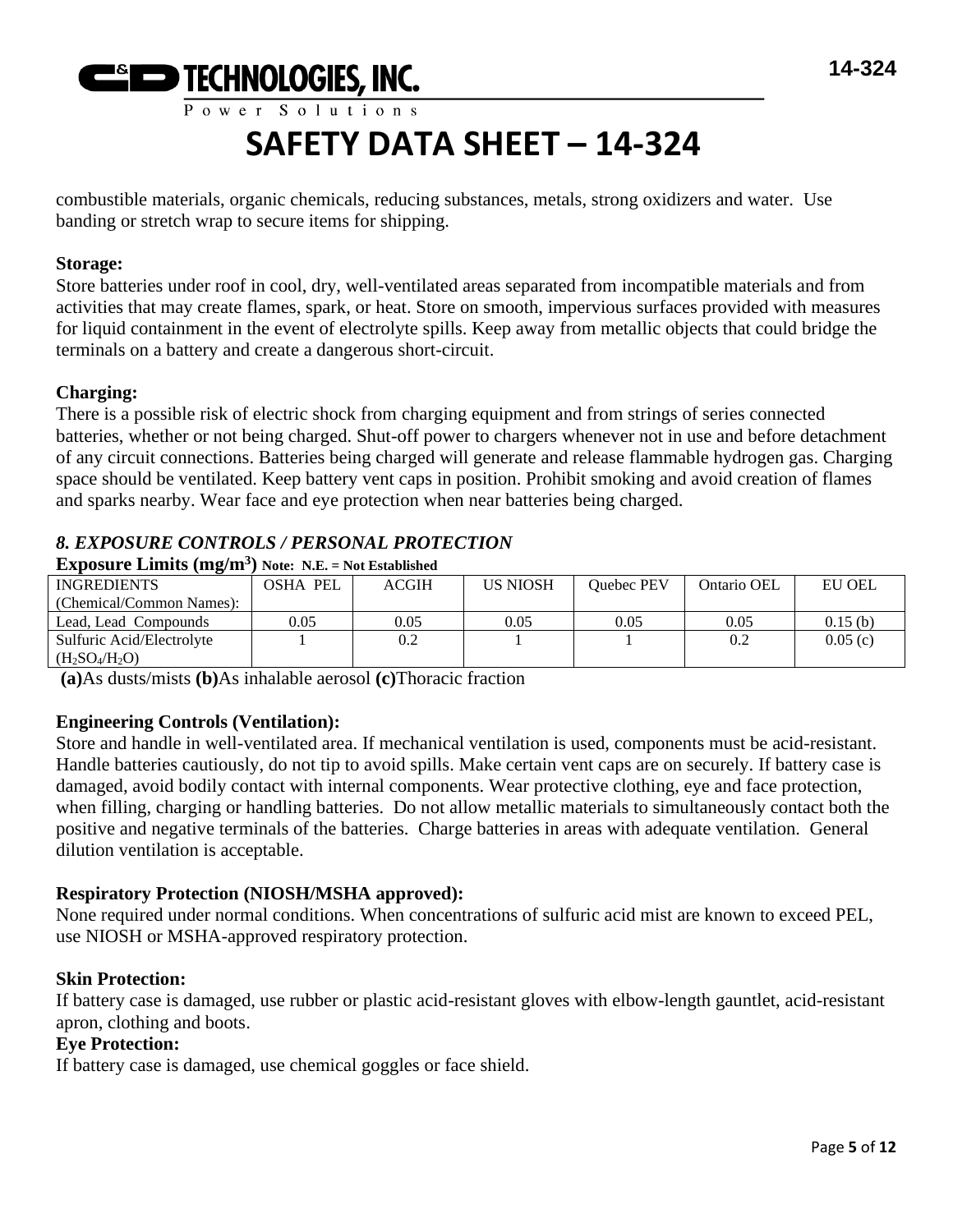combustible materials, organic chemicals, reducing substances, metals, strong oxidizers and water. Use banding or stretch wrap to secure items for shipping.

**Storage:**
Store batteries under roof in cool, dry, well-ventilated areas separated from incompatible materials and from activities that may create flames, spark, or heat. Store on smooth, impervious surfaces provided with measures for liquid containment in the event of electrolyte spills. Keep away from metallic objects that could bridge the terminals on a battery and create a dangerous short-circuit.

**Charging:**
There is a possible risk of electric shock from charging equipment and from strings of series connected batteries, whether or not being charged. Shut-off power to chargers whenever not in use and before detachment of any circuit connections. Batteries being charged will generate and release flammable hydrogen gas. Charging space should be ventilated. Keep battery vent caps in position. Prohibit smoking and avoid creation of flames and sparks nearby. Wear face and eye protection when near batteries being charged.

## *8. EXPOSURE CONTROLS / PERSONAL PROTECTION*

**Exposure Limits ($mg/m^3$)** **Note: N.E. = Not Established**

| INGREDIENTS (Chemical/Common Names): | OSHA PEL | ACGIH | US NIOSH | Quebec PEV | Ontario OEL | EU OEL |
|---|---|---|---|---|---|---|
| Lead, Lead Compounds | 0.05 | 0.05 | 0.05 | 0.05 | 0.05 | 0.15 (b) |
| Sulfuric Acid/Electrolyte ($H_2SO_4/H_2O$) | 1 | 0.2 | 1 | 1 | 0.2 | 0.05 (c) |

**(a)**As dusts/mists **(b)**As inhalable aerosol **(c)**Thoracic fraction

**Engineering Controls (Ventilation):**
Store and handle in well-ventilated area. If mechanical ventilation is used, components must be acid-resistant. Handle batteries cautiously, do not tip to avoid spills. Make certain vent caps are on securely. If battery case is damaged, avoid bodily contact with internal components. Wear protective clothing, eye and face protection, when filling, charging or handling batteries. Do not allow metallic materials to simultaneously contact both the positive and negative terminals of the batteries. Charge batteries in areas with adequate ventilation. General dilution ventilation is acceptable.

**Respiratory Protection (NIOSH/MSHA approved):**
None required under normal conditions. When concentrations of sulfuric acid mist are known to exceed PEL, use NIOSH or MSHA-approved respiratory protection.

**Skin Protection:**
If battery case is damaged, use rubber or plastic acid-resistant gloves with elbow-length gauntlet, acid-resistant apron, clothing and boots.

**Eye Protection:**
If battery case is damaged, use chemical goggles or face shield.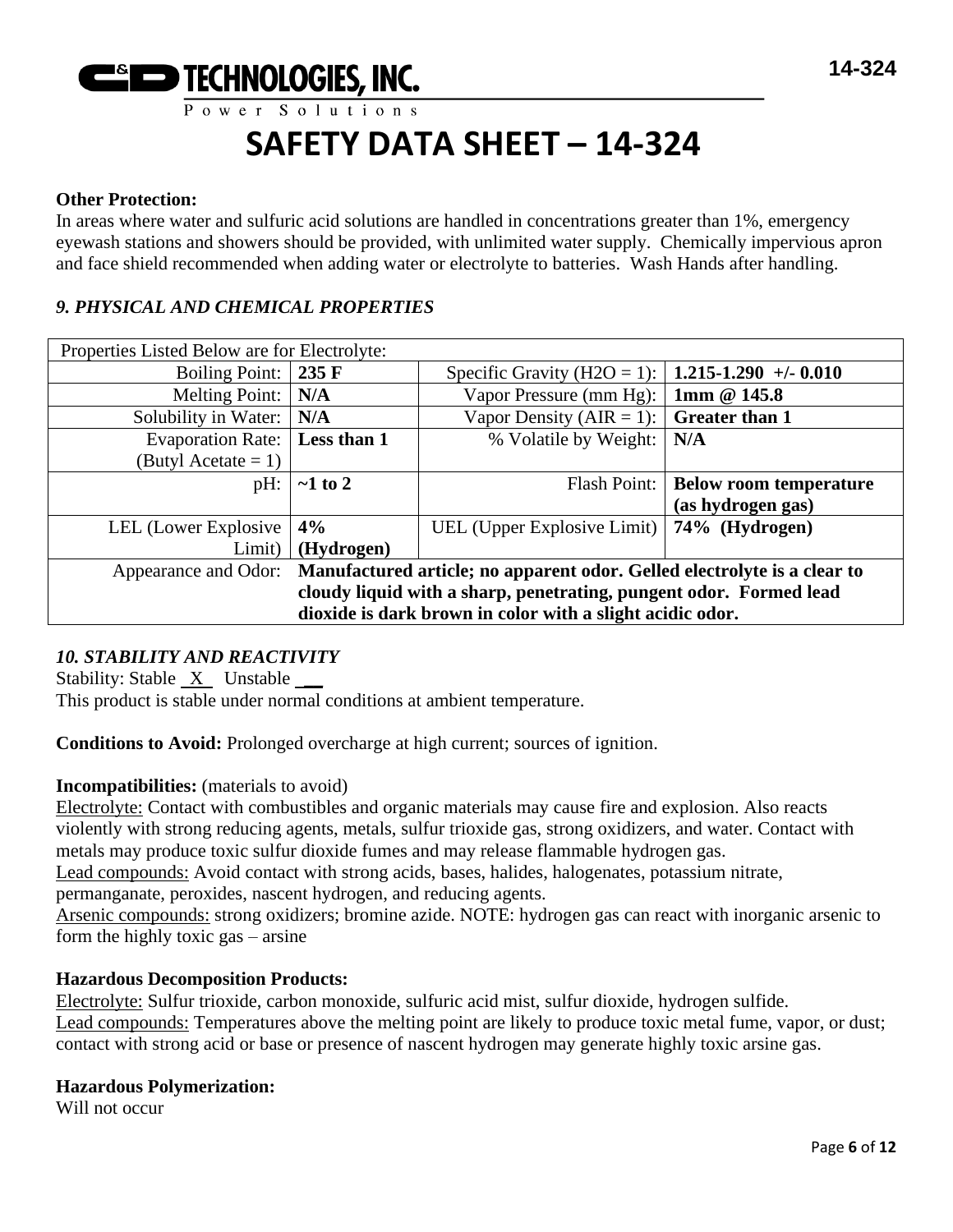**Other Protection:**
In areas where water and sulfuric acid solutions are handled in concentrations greater than 1%, emergency eyewash stations and showers should be provided, with unlimited water supply. Chemically impervious apron and face shield recommended when adding water or electrolyte to batteries. Wash Hands after handling.

### *9. PHYSICAL AND CHEMICAL PROPERTIES*

| Properties Listed Below are for Electrolyte: | | | |
|---|---|---|---|
| Boiling Point: | **235 F** | Specific Gravity (H2O = 1): | **1.215-1.290 +/- 0.010** |
| Melting Point: | **N/A** | Vapor Pressure (mm Hg): | **1mm @ 145.8** |
| Solubility in Water: | **N/A** | Vapor Density (AIR = 1): | **Greater than 1** |
| Evaporation Rate: (Butyl Acetate = 1) | **Less than 1** | % Volatile by Weight: | **N/A** |
| pH: | **~1 to 2** | Flash Point: | **Below room temperature (as hydrogen gas)** |
| LEL (Lower Explosive Limit) | **4% (Hydrogen)** | UEL (Upper Explosive Limit) | **74% (Hydrogen)** |
| Appearance and Odor: | **Manufactured article; no apparent odor. Gelled electrolyte is a clear to cloudy liquid with a sharp, penetrating, pungent odor. Formed lead dioxide is dark brown in color with a slight acidic odor.** | | |

### *10. STABILITY AND REACTIVITY*

Stability: Stable _X_ Unstable __
This product is stable under normal conditions at ambient temperature.

**Conditions to Avoid:** Prolonged overcharge at high current; sources of ignition.

**Incompatibilities:** (materials to avoid)
Electrolyte: Contact with combustibles and organic materials may cause fire and explosion. Also reacts violently with strong reducing agents, metals, sulfur trioxide gas, strong oxidizers, and water. Contact with metals may produce toxic sulfur dioxide fumes and may release flammable hydrogen gas.
Lead compounds: Avoid contact with strong acids, bases, halides, halogenates, potassium nitrate, permanganate, peroxides, nascent hydrogen, and reducing agents.
Arsenic compounds: strong oxidizers; bromine azide. NOTE: hydrogen gas can react with inorganic arsenic to form the highly toxic gas – arsine

**Hazardous Decomposition Products:**
Electrolyte: Sulfur trioxide, carbon monoxide, sulfuric acid mist, sulfur dioxide, hydrogen sulfide.
Lead compounds: Temperatures above the melting point are likely to produce toxic metal fume, vapor, or dust; contact with strong acid or base or presence of nascent hydrogen may generate highly toxic arsine gas.

**Hazardous Polymerization:**
Will not occur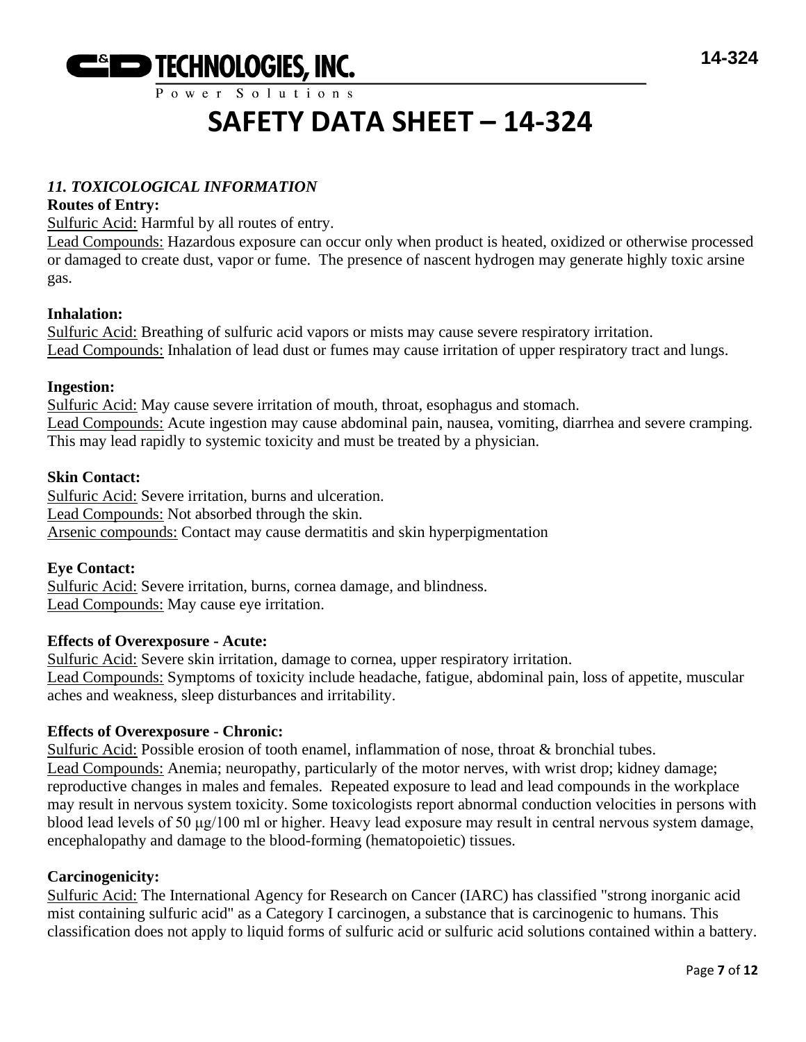## *11. TOXICOLOGICAL INFORMATION*

**Routes of Entry:**

Sulfuric Acid: Harmful by all routes of entry.

Lead Compounds: Hazardous exposure can occur only when product is heated, oxidized or otherwise processed or damaged to create dust, vapor or fume. The presence of nascent hydrogen may generate highly toxic arsine gas.

**Inhalation:**

Sulfuric Acid: Breathing of sulfuric acid vapors or mists may cause severe respiratory irritation.

Lead Compounds: Inhalation of lead dust or fumes may cause irritation of upper respiratory tract and lungs.

**Ingestion:**

Sulfuric Acid: May cause severe irritation of mouth, throat, esophagus and stomach.

Lead Compounds: Acute ingestion may cause abdominal pain, nausea, vomiting, diarrhea and severe cramping. This may lead rapidly to systemic toxicity and must be treated by a physician.

**Skin Contact:**

Sulfuric Acid: Severe irritation, burns and ulceration.

Lead Compounds: Not absorbed through the skin.

Arsenic compounds: Contact may cause dermatitis and skin hyperpigmentation

**Eye Contact:**

Sulfuric Acid: Severe irritation, burns, cornea damage, and blindness.

Lead Compounds: May cause eye irritation.

**Effects of Overexposure - Acute:**

Sulfuric Acid: Severe skin irritation, damage to cornea, upper respiratory irritation.

Lead Compounds: Symptoms of toxicity include headache, fatigue, abdominal pain, loss of appetite, muscular aches and weakness, sleep disturbances and irritability.

**Effects of Overexposure - Chronic:**

Sulfuric Acid: Possible erosion of tooth enamel, inflammation of nose, throat & bronchial tubes.

Lead Compounds: Anemia; neuropathy, particularly of the motor nerves, with wrist drop; kidney damage; reproductive changes in males and females. Repeated exposure to lead and lead compounds in the workplace may result in nervous system toxicity. Some toxicologists report abnormal conduction velocities in persons with blood lead levels of 50 μg/100 ml or higher. Heavy lead exposure may result in central nervous system damage, encephalopathy and damage to the blood-forming (hematopoietic) tissues.

**Carcinogenicity:**

Sulfuric Acid: The International Agency for Research on Cancer (IARC) has classified "strong inorganic acid mist containing sulfuric acid" as a Category I carcinogen, a substance that is carcinogenic to humans. This classification does not apply to liquid forms of sulfuric acid or sulfuric acid solutions contained within a battery.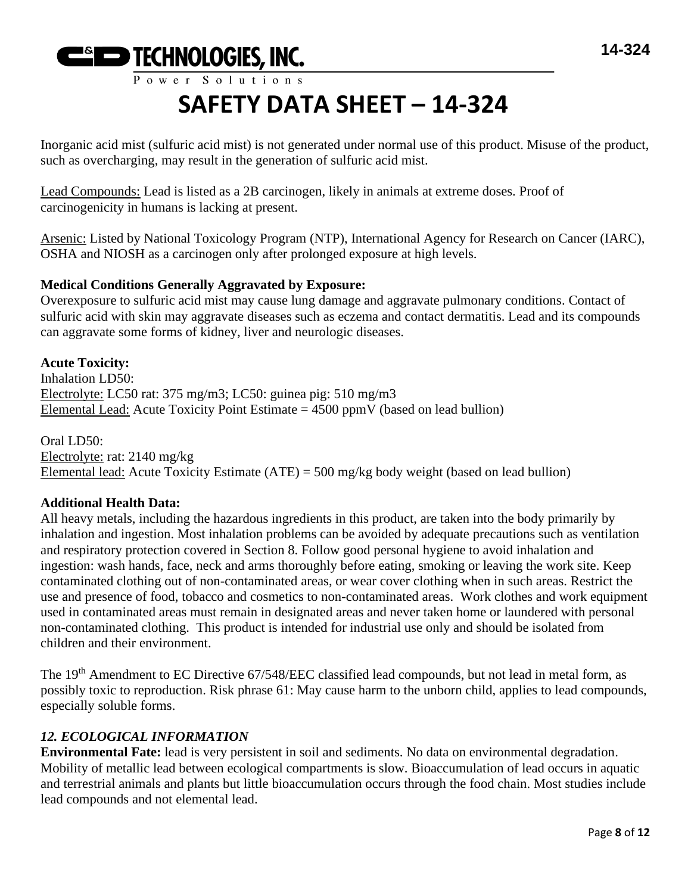Inorganic acid mist (sulfuric acid mist) is not generated under normal use of this product. Misuse of the product, such as overcharging, may result in the generation of sulfuric acid mist.

Lead Compounds: Lead is listed as a 2B carcinogen, likely in animals at extreme doses. Proof of carcinogenicity in humans is lacking at present.

Arsenic: Listed by National Toxicology Program (NTP), International Agency for Research on Cancer (IARC), OSHA and NIOSH as a carcinogen only after prolonged exposure at high levels.

**Medical Conditions Generally Aggravated by Exposure:**
Overexposure to sulfuric acid mist may cause lung damage and aggravate pulmonary conditions. Contact of sulfuric acid with skin may aggravate diseases such as eczema and contact dermatitis. Lead and its compounds can aggravate some forms of kidney, liver and neurologic diseases.

**Acute Toxicity:**
Inhalation LD50:
Electrolyte: LC50 rat: 375 mg/m3; LC50: guinea pig: 510 mg/m3
Elemental Lead: Acute Toxicity Point Estimate = 4500 ppmV (based on lead bullion)

Oral LD50:
Electrolyte: rat: 2140 mg/kg
Elemental lead: Acute Toxicity Estimate (ATE) = 500 mg/kg body weight (based on lead bullion)

**Additional Health Data:**
All heavy metals, including the hazardous ingredients in this product, are taken into the body primarily by inhalation and ingestion. Most inhalation problems can be avoided by adequate precautions such as ventilation and respiratory protection covered in Section 8. Follow good personal hygiene to avoid inhalation and ingestion: wash hands, face, neck and arms thoroughly before eating, smoking or leaving the work site. Keep contaminated clothing out of non-contaminated areas, or wear cover clothing when in such areas. Restrict the use and presence of food, tobacco and cosmetics to non-contaminated areas. Work clothes and work equipment used in contaminated areas must remain in designated areas and never taken home or laundered with personal non-contaminated clothing. This product is intended for industrial use only and should be isolated from children and their environment.

The 19th Amendment to EC Directive 67/548/EEC classified lead compounds, but not lead in metal form, as possibly toxic to reproduction. Risk phrase 61: May cause harm to the unborn child, applies to lead compounds, especially soluble forms.

## *12. ECOLOGICAL INFORMATION*

**Environmental Fate:** lead is very persistent in soil and sediments. No data on environmental degradation. Mobility of metallic lead between ecological compartments is slow. Bioaccumulation of lead occurs in aquatic and terrestrial animals and plants but little bioaccumulation occurs through the food chain. Most studies include lead compounds and not elemental lead.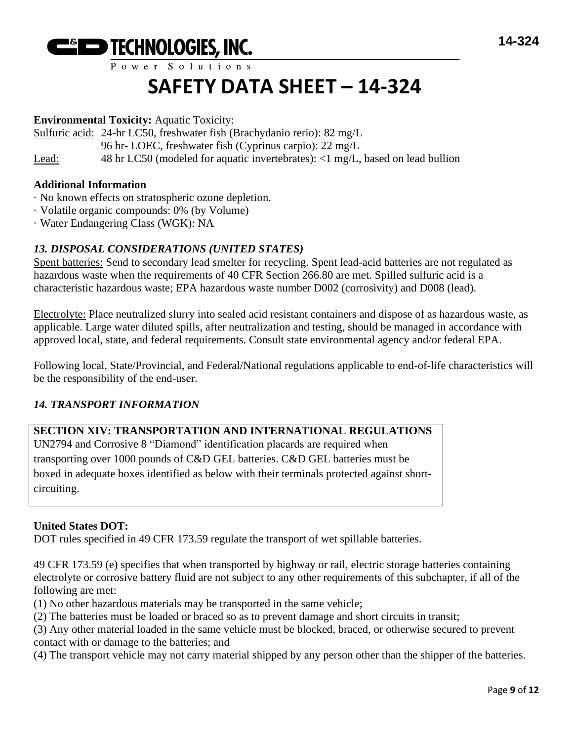**Environmental Toxicity:** Aquatic Toxicity:

Sulfuric acid: 24-hr LC50, freshwater fish (Brachydanio rerio): 82 mg/L
96 hr- LOEC, freshwater fish (Cyprinus carpio): 22 mg/L

Lead: 48 hr LC50 (modeled for aquatic invertebrates): <1 mg/L, based on lead bullion

**Additional Information**

· No known effects on stratospheric ozone depletion.
· Volatile organic compounds: 0% (by Volume)
· Water Endangering Class (WGK): NA

### *13. DISPOSAL CONSIDERATIONS (UNITED STATES)*

Spent batteries: Send to secondary lead smelter for recycling. Spent lead-acid batteries are not regulated as hazardous waste when the requirements of 40 CFR Section 266.80 are met. Spilled sulfuric acid is a characteristic hazardous waste; EPA hazardous waste number D002 (corrosivity) and D008 (lead).

Electrolyte: Place neutralized slurry into sealed acid resistant containers and dispose of as hazardous waste, as applicable. Large water diluted spills, after neutralization and testing, should be managed in accordance with approved local, state, and federal requirements. Consult state environmental agency and/or federal EPA.

Following local, State/Provincial, and Federal/National regulations applicable to end-of-life characteristics will be the responsibility of the end-user.

### *14. TRANSPORT INFORMATION*

**SECTION XIV: TRANSPORTATION AND INTERNATIONAL REGULATIONS**

UN2794 and Corrosive 8 "Diamond" identification placards are required when transporting over 1000 pounds of C&D GEL batteries. C&D GEL batteries must be boxed in adequate boxes identified as below with their terminals protected against short-circuiting.

**United States DOT:**

DOT rules specified in 49 CFR 173.59 regulate the transport of wet spillable batteries.

49 CFR 173.59 (e) specifies that when transported by highway or rail, electric storage batteries containing electrolyte or corrosive battery fluid are not subject to any other requirements of this subchapter, if all of the following are met:

(1) No other hazardous materials may be transported in the same vehicle;
(2) The batteries must be loaded or braced so as to prevent damage and short circuits in transit;
(3) Any other material loaded in the same vehicle must be blocked, braced, or otherwise secured to prevent contact with or damage to the batteries; and
(4) The transport vehicle may not carry material shipped by any person other than the shipper of the batteries.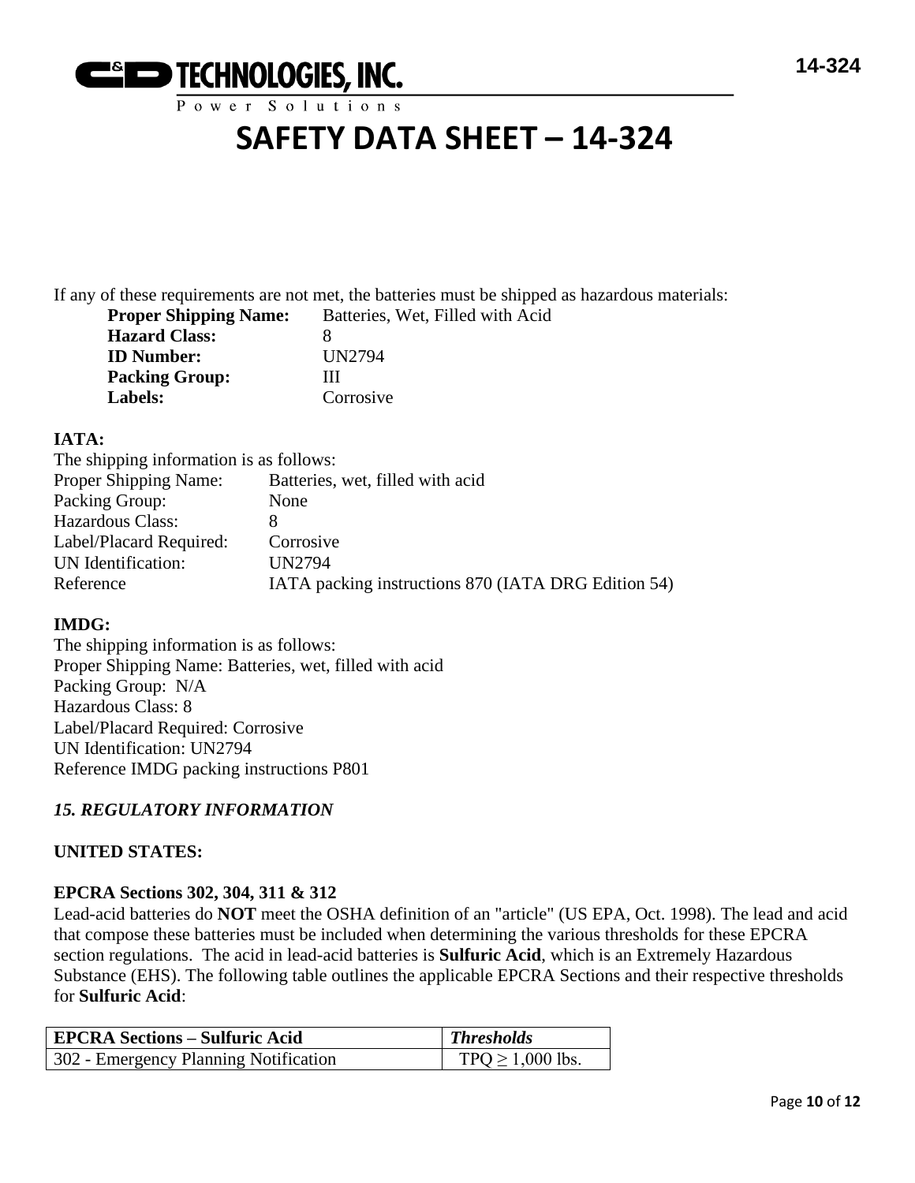If any of these requirements are not met, the batteries must be shipped as hazardous materials:

**Proper Shipping Name:** Batteries, Wet, Filled with Acid
**Hazard Class:** 8
**ID Number:** UN2794
**Packing Group:** III
**Labels:** Corrosive

**IATA:**

The shipping information is as follows:
Proper Shipping Name: Batteries, wet, filled with acid
Packing Group: None
Hazardous Class: 8
Label/Placard Required: Corrosive
UN Identification: UN2794
Reference IATA packing instructions 870 (IATA DRG Edition 54)

**IMDG:**

The shipping information is as follows:
Proper Shipping Name: Batteries, wet, filled with acid
Packing Group: N/A
Hazardous Class: 8
Label/Placard Required: Corrosive
UN Identification: UN2794
Reference IMDG packing instructions P801

## *15. REGULATORY INFORMATION*

**UNITED STATES:**

**EPCRA Sections 302, 304, 311 & 312**

Lead-acid batteries do **NOT** meet the OSHA definition of an "article" (US EPA, Oct. 1998). The lead and acid that compose these batteries must be included when determining the various thresholds for these EPCRA section regulations. The acid in lead-acid batteries is **Sulfuric Acid**, which is an Extremely Hazardous Substance (EHS). The following table outlines the applicable EPCRA Sections and their respective thresholds for **Sulfuric Acid**:

| **EPCRA Sections – Sulfuric Acid** | ***Thresholds*** |
| --- | --- |
| 302 - Emergency Planning Notification | TPQ ≥ 1,000 lbs. |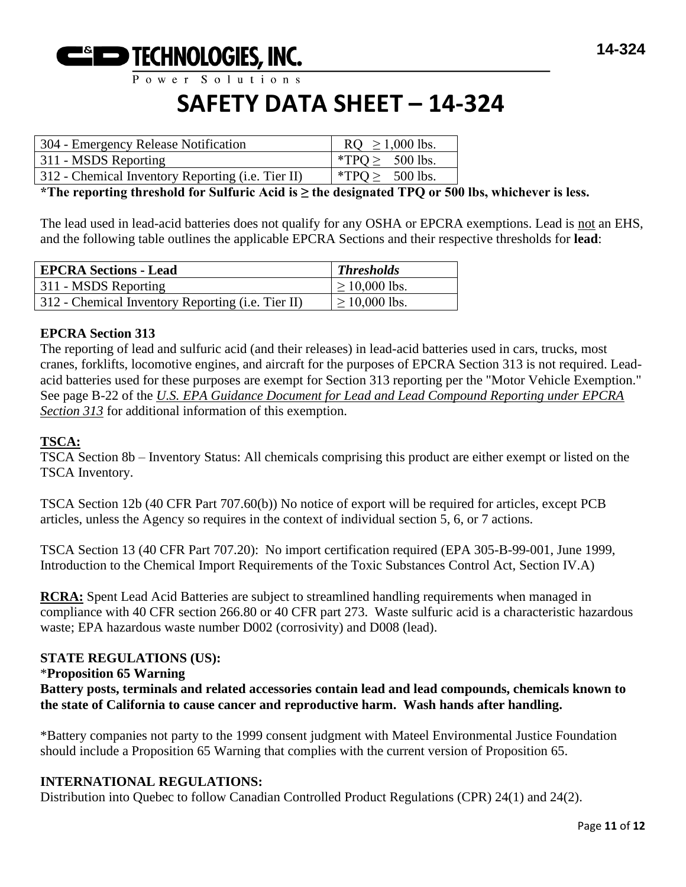# SAFETY DATA SHEET – 14-324

| 304 - Emergency Release Notification | RQ ≥ 1,000 lbs. |
| --- | --- |
| 311 - MSDS Reporting | *TPQ ≥ 500 lbs. |
| 312 - Chemical Inventory Reporting (i.e. Tier II) | *TPQ ≥ 500 lbs. |

***The reporting threshold for Sulfuric Acid is ≥ the designated TPQ or 500 lbs, whichever is less.**

The lead used in lead-acid batteries does not qualify for any OSHA or EPCRA exemptions. Lead is not an EHS, and the following table outlines the applicable EPCRA Sections and their respective thresholds for **lead**:

| **EPCRA Sections - Lead** | ***Thresholds*** |
| --- | --- |
| 311 - MSDS Reporting | ≥ 10,000 lbs. |
| 312 - Chemical Inventory Reporting (i.e. Tier II) | ≥ 10,000 lbs. |

**EPCRA Section 313**

The reporting of lead and sulfuric acid (and their releases) in lead-acid batteries used in cars, trucks, most cranes, forklifts, locomotive engines, and aircraft for the purposes of EPCRA Section 313 is not required. Lead-acid batteries used for these purposes are exempt for Section 313 reporting per the "Motor Vehicle Exemption." See page B-22 of the *U.S. EPA Guidance Document for Lead and Lead Compound Reporting under EPCRA Section 313* for additional information of this exemption.

**TSCA:**

TSCA Section 8b – Inventory Status: All chemicals comprising this product are either exempt or listed on the TSCA Inventory.

TSCA Section 12b (40 CFR Part 707.60(b)) No notice of export will be required for articles, except PCB articles, unless the Agency so requires in the context of individual section 5, 6, or 7 actions.

TSCA Section 13 (40 CFR Part 707.20): No import certification required (EPA 305-B-99-001, June 1999, Introduction to the Chemical Import Requirements of the Toxic Substances Control Act, Section IV.A)

**RCRA:** Spent Lead Acid Batteries are subject to streamlined handling requirements when managed in compliance with 40 CFR section 266.80 or 40 CFR part 273. Waste sulfuric acid is a characteristic hazardous waste; EPA hazardous waste number D002 (corrosivity) and D008 (lead).

**STATE REGULATIONS (US):**

***Proposition 65 Warning**

**Battery posts, terminals and related accessories contain lead and lead compounds, chemicals known to the state of California to cause cancer and reproductive harm. Wash hands after handling.**

*Battery companies not party to the 1999 consent judgment with Mateel Environmental Justice Foundation should include a Proposition 65 Warning that complies with the current version of Proposition 65.

**INTERNATIONAL REGULATIONS:**

Distribution into Quebec to follow Canadian Controlled Product Regulations (CPR) 24(1) and 24(2).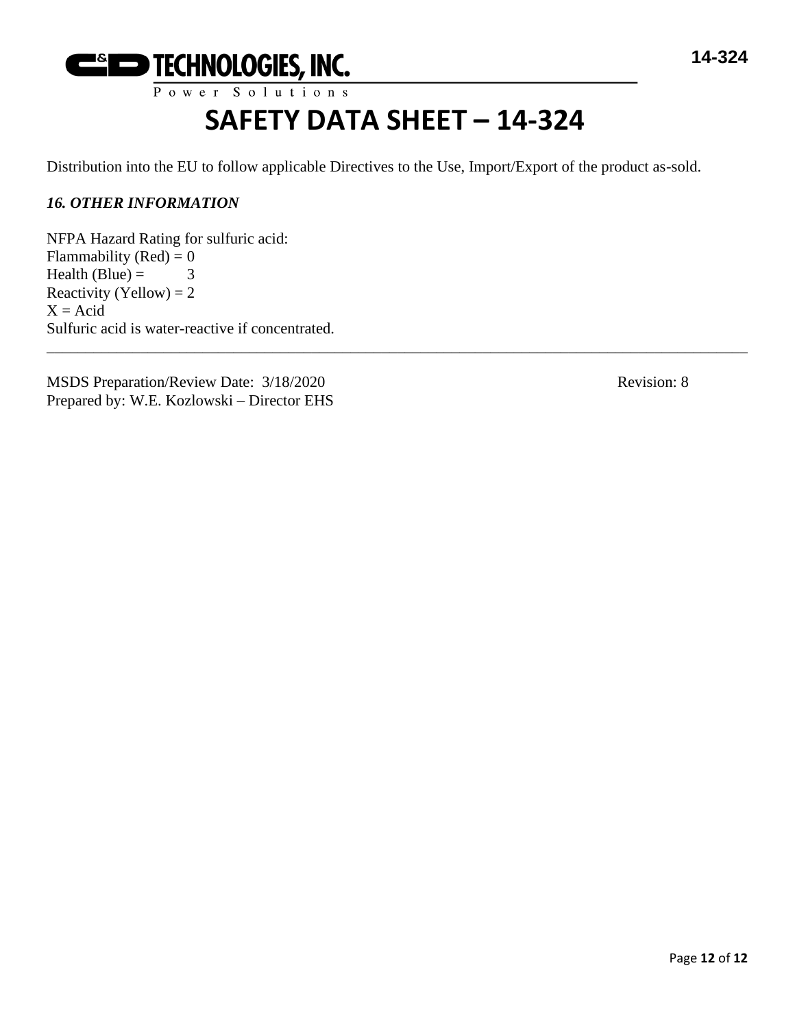Distribution into the EU to follow applicable Directives to the Use, Import/Export of the product as-sold.

### *16. OTHER INFORMATION*

NFPA Hazard Rating for sulfuric acid:
Flammability (Red) = 0
Health (Blue) = 3
Reactivity (Yellow) = 2
X = Acid
Sulfuric acid is water-reactive if concentrated.

---

MSDS Preparation/Review Date: 3/18/2020 Revision: 8
Prepared by: W.E. Kozlowski – Director EHS